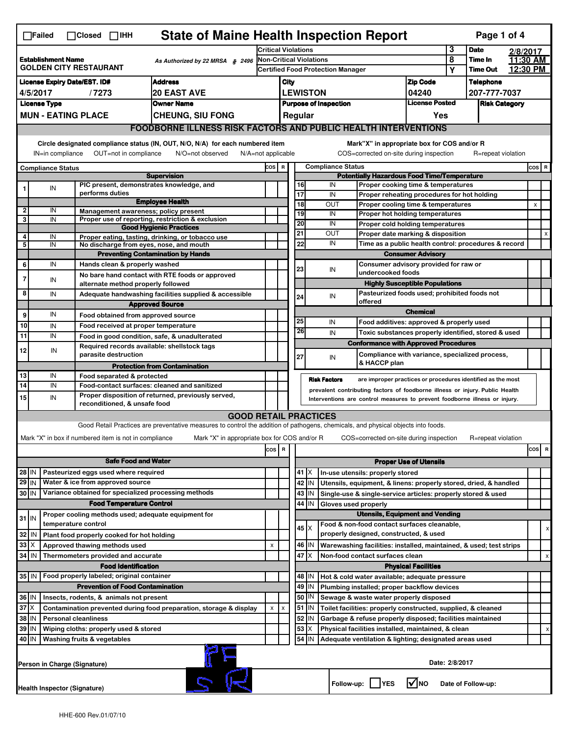☐Failed ☐Closed ☐IHH

# State of Maine Health Inspection Report

| | | | | |
|---|---|---|---|---|
| **Establishment Name** GOLDEN CITY RESTAURANT | As Authorized by 22 MRSA § 2496 | Critical Violations | 3 | **Date** 2/8/2017 |
| | | Non-Critical Violations | 8 | **Time In** 11:30 AM |
| | | Certified Food Protection Manager | Y | **Time Out** 12:30 PM |

| License Expiry Date/EST. ID# | Address | City | Zip Code | Telephone |
|---|---|---|---|---|
| 4/5/2017 / 7273 | 20 EAST AVE | LEWISTON | 04240 | 207-777-7037 |
| **License Type** | **Owner Name** | **Purpose of Inspection** | **License Posted** | **Risk Category** |
| MUN - EATING PLACE | CHEUNG, SIU FONG | Regular | Yes | |

## FOODBORNE ILLNESS RISK FACTORS AND PUBLIC HEALTH INTERVENTIONS

Circle designated compliance status (IN, OUT, N/O, N/A) for each numbered item. Mark "X" in appropriate box for COS and/or R

IN=in compliance OUT=not in compliance N/O=not observed N/A=not applicable COS=corrected on-site during inspection R=repeat violation

| # | Compliance Status | Item | COS | R |
|---|---|---|---|---|
| | | **Supervision** | | |
| 1 | IN | PIC present, demonstrates knowledge, and performs duties | | |
| | | **Employee Health** | | |
| 2 | IN | Management awareness; policy present | | |
| 3 | IN | Proper use of reporting, restriction & exclusion | | |
| | | **Good Hygienic Practices** | | |
| 4 | IN | Proper eating, tasting, drinking, or tobacco use | | |
| 5 | IN | No discharge from eyes, nose, and mouth | | |
| | | **Preventing Contamination by Hands** | | |
| 6 | IN | Hands clean & properly washed | | |
| 7 | IN | No bare hand contact with RTE foods or approved alternate method properly followed | | |
| 8 | IN | Adequate handwashing facilities supplied & accessible | | |
| | | **Approved Source** | | |
| 9 | IN | Food obtained from approved source | | |
| 10 | IN | Food received at proper temperature | | |
| 11 | IN | Food in good condition, safe, & unadulterated | | |
| 12 | IN | Required records available: shellstock tags parasite destruction | | |
| | | **Protection from Contamination** | | |
| 13 | IN | Food separated & protected | | |
| 14 | IN | Food-contact surfaces: cleaned and sanitized | | |
| 15 | IN | Proper disposition of returned, previously served, reconditioned, & unsafe food | | |
| | | **Potentially Hazardous Food Time/Temperature** | | |
| 16 | IN | Proper cooking time & temperatures | | |
| 17 | IN | Proper reheating procedures for hot holding | | |
| 18 | OUT | Proper cooling time & temperatures | x | |
| 19 | IN | Proper hot holding temperatures | | |
| 20 | IN | Proper cold holding temperatures | | |
| 21 | OUT | Proper date marking & disposition | | x |
| 22 | IN | Time as a public health control: procedures & record | | |
| | | **Consumer Advisory** | | |
| 23 | IN | Consumer advisory provided for raw or undercooked foods | | |
| | | **Highly Susceptible Populations** | | |
| 24 | IN | Pasteurized foods used; prohibited foods not offered | | |
| | | **Chemical** | | |
| 25 | IN | Food additives: approved & properly used | | |
| 26 | IN | Toxic substances properly identified, stored & used | | |
| | | **Conformance with Approved Procedures** | | |
| 27 | IN | Compliance with variance, specialized process, & HACCP plan | | |

**Risk Factors** are improper practices or procedures identified as the most prevalent contributing factors of foodborne illness or injury. Public Health Interventions are control measures to prevent foodborne illness or injury.

## GOOD RETAIL PRACTICES

Good Retail Practices are preventative measures to control the addition of pathogens, chemicals, and physical objects into foods.

Mark "X" in box if numbered item is not in compliance. Mark "X" in appropriate box for COS and/or R. COS=corrected on-site during inspection R=repeat violation

| # | Status | Item | COS | R |
|---|---|---|---|---|
| | | **Safe Food and Water** | | |
| 28 | IN | Pasteurized eggs used where required | | |
| 29 | IN | Water & ice from approved source | | |
| 30 | IN | Variance obtained for specialized processing methods | | |
| | | **Food Temperature Control** | | |
| 31 | IN | Proper cooling methods used; adequate equipment for temperature control | | |
| 32 | IN | Plant food properly cooked for hot holding | | |
| 33 | X | Approved thawing methods used | x | |
| 34 | IN | Thermometers provided and accurate | | |
| | | **Food Identification** | | |
| 35 | IN | Food properly labeled; original container | | |
| | | **Prevention of Food Contamination** | | |
| 36 | IN | Insects, rodents, & animals not present | | |
| 37 | X | Contamination prevented during food preparation, storage & display | x | x |
| 38 | IN | Personal cleanliness | | |
| 39 | IN | Wiping cloths: properly used & stored | | |
| 40 | IN | Washing fruits & vegetables | | |
| | | **Proper Use of Utensils** | | |
| 41 | X | In-use utensils: properly stored | | |
| 42 | IN | Utensils, equipment, & linens: properly stored, dried, & handled | | |
| 43 | IN | Single-use & single-service articles: properly stored & used | | |
| 44 | IN | Gloves used properly | | |
| | | **Utensils, Equipment and Vending** | | |
| 45 | X | Food & non-food contact surfaces cleanable, properly designed, constructed, & used | | x |
| 46 | IN | Warewashing facilities: installed, maintained, & used; test strips | | |
| 47 | X | Non-food contact surfaces clean | | x |
| | | **Physical Facilities** | | |
| 48 | IN | Hot & cold water available; adequate pressure | | |
| 49 | IN | Plumbing installed; proper backflow devices | | |
| 50 | IN | Sewage & waste water properly disposed | | |
| 51 | IN | Toilet facilities: properly constructed, supplied, & cleaned | | |
| 52 | IN | Garbage & refuse properly disposed; facilities maintained | | |
| 53 | X | Physical facilities installed, maintained, & clean | | x |
| 54 | IN | Adequate ventilation & lighting; designated areas used | | |

Person in Charge (Signature): PF

Date: 2/8/2017

Health Inspector (Signature): SR

Follow-up: ☐ YES ☑ NO Date of Follow-up:

HHE-600 Rev.01/07/10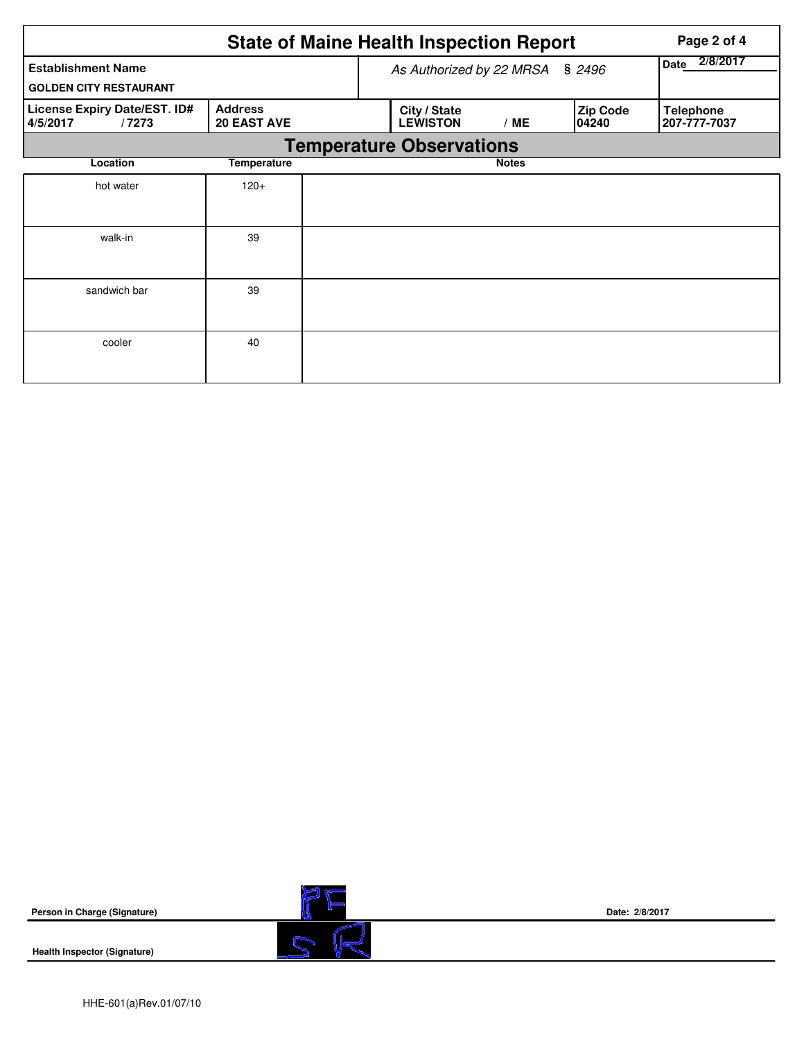# State of Maine Health Inspection Report

| Establishment Name | | As Authorized by 22 MRSA § 2496 | | | Date 2/8/2017 |
|---|---|---|---|---|---|
| GOLDEN CITY RESTAURANT | | | | | |
| License Expiry Date/EST. ID# | Address | City / State | | Zip Code | Telephone |
| 4/5/2017 / 7273 | 20 EAST AVE | LEWISTON | / ME | 04240 | 207-777-7037 |

## Temperature Observations

| Location | Temperature | Notes |
|---|---|---|
| hot water | 120+ | |
| walk-in | 39 | |
| sandwich bar | 39 | |
| cooler | 40 | |

**Person in Charge (Signature)** &nbsp;&nbsp;&nbsp; **Date: 2/8/2017**

**Health Inspector (Signature)**

HHE-601(a)Rev.01/07/10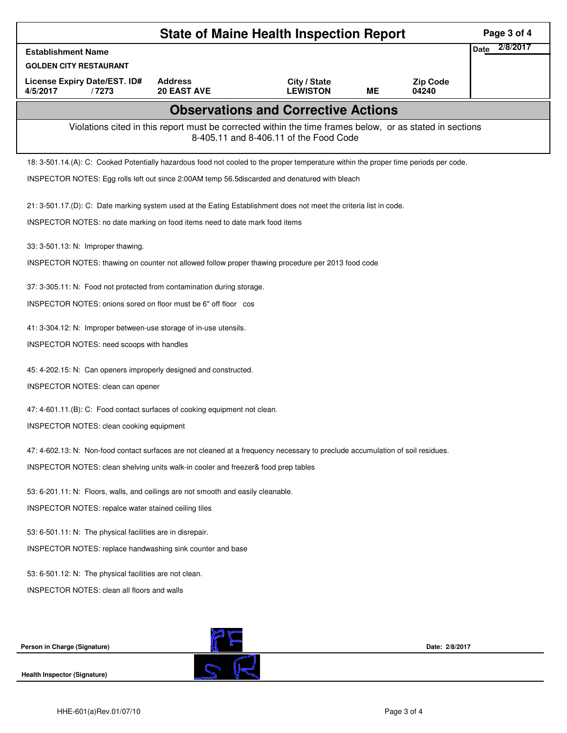# State of Maine Health Inspection Report

| Establishment Name | | | | | Date 2/8/2017 |
|---|---|---|---|---|---|
| GOLDEN CITY RESTAURANT | | | | | |
| License Expiry Date/EST. ID# | Address | City / State | | Zip Code | |
| 4/5/2017 / 7273 | 20 EAST AVE | LEWISTON | ME | 04240 | |

## Observations and Corrective Actions

Violations cited in this report must be corrected within the time frames below, or as stated in sections 8-405.11 and 8-406.11 of the Food Code

18: 3-501.14.(A): C: Cooked Potentially hazardous food not cooled to the proper temperature within the proper time periods per code.

INSPECTOR NOTES: Egg rolls left out since 2:00AM temp 56.5discarded and denatured with bleach

21: 3-501.17.(D): C: Date marking system used at the Eating Establishment does not meet the criteria list in code.

INSPECTOR NOTES: no date marking on food items need to date mark food items

33: 3-501.13: N: Improper thawing.

INSPECTOR NOTES: thawing on counter not allowed follow proper thawing procedure per 2013 food code

37: 3-305.11: N: Food not protected from contamination during storage.

INSPECTOR NOTES: onions sored on floor must be 6" off floor cos

41: 3-304.12: N: Improper between-use storage of in-use utensils.

INSPECTOR NOTES: need scoops with handles

45: 4-202.15: N: Can openers improperly designed and constructed.

INSPECTOR NOTES: clean can opener

47: 4-601.11.(B): C: Food contact surfaces of cooking equipment not clean.

INSPECTOR NOTES: clean cooking equipment

47: 4-602.13: N: Non-food contact surfaces are not cleaned at a frequency necessary to preclude accumulation of soil residues.

INSPECTOR NOTES: clean shelving units walk-in cooler and freezer& food prep tables

53: 6-201.11: N: Floors, walls, and ceilings are not smooth and easily cleanable.

INSPECTOR NOTES: repalce water stained ceiling tiles

53: 6-501.11: N: The physical facilities are in disrepair.

INSPECTOR NOTES: replace handwashing sink counter and base

53: 6-501.12: N: The physical facilities are not clean.

INSPECTOR NOTES: clean all floors and walls

**Person in Charge (Signature)** Date: 2/8/2017

**Health Inspector (Signature)**

HHE-601(a)Rev.01/07/10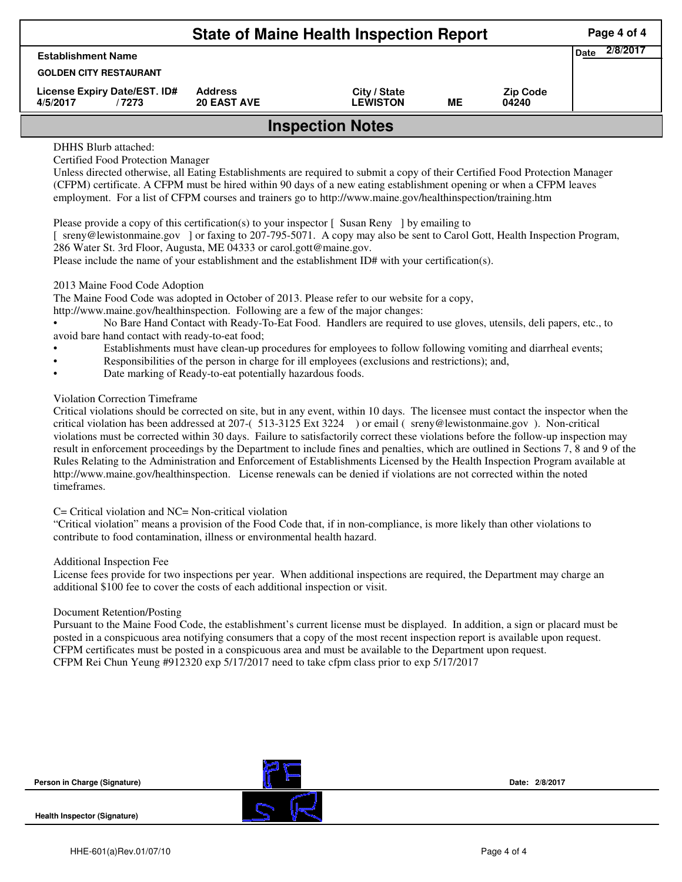# State of Maine Health Inspection Report

| Establishment Name | | | | | Date 2/8/2017 |
|---|---|---|---|---|---|
| GOLDEN CITY RESTAURANT | | | | | |
| License Expiry Date/EST. ID# | Address | City / State | | Zip Code | |
| 4/5/2017 / 7273 | 20 EAST AVE | LEWISTON | ME | 04240 | |

## Inspection Notes

DHHS Blurb attached:
Certified Food Protection Manager
Unless directed otherwise, all Eating Establishments are required to submit a copy of their Certified Food Protection Manager (CFPM) certificate. A CFPM must be hired within 90 days of a new eating establishment opening or when a CFPM leaves employment. For a list of CFPM courses and trainers go to http://www.maine.gov/healthinspection/training.htm

Please provide a copy of this certification(s) to your inspector [ Susan Reny ] by emailing to [ sreny@lewistonmaine.gov ] or faxing to 207-795-5071. A copy may also be sent to Carol Gott, Health Inspection Program, 286 Water St. 3rd Floor, Augusta, ME 04333 or carol.gott@maine.gov.
Please include the name of your establishment and the establishment ID# with your certification(s).

2013 Maine Food Code Adoption
The Maine Food Code was adopted in October of 2013. Please refer to our website for a copy, http://www.maine.gov/healthinspection. Following are a few of the major changes:

- No Bare Hand Contact with Ready-To-Eat Food. Handlers are required to use gloves, utensils, deli papers, etc., to avoid bare hand contact with ready-to-eat food;
- Establishments must have clean-up procedures for employees to follow following vomiting and diarrheal events;
- Responsibilities of the person in charge for ill employees (exclusions and restrictions); and,
- Date marking of Ready-to-eat potentially hazardous foods.

Violation Correction Timeframe
Critical violations should be corrected on site, but in any event, within 10 days. The licensee must contact the inspector when the critical violation has been addressed at 207-( 513-3125 Ext 3224 ) or email ( sreny@lewistonmaine.gov ). Non-critical violations must be corrected within 30 days. Failure to satisfactorily correct these violations before the follow-up inspection may result in enforcement proceedings by the Department to include fines and penalties, which are outlined in Sections 7, 8 and 9 of the Rules Relating to the Administration and Enforcement of Establishments Licensed by the Health Inspection Program available at http://www.maine.gov/healthinspection. License renewals can be denied if violations are not corrected within the noted timeframes.

C= Critical violation and NC= Non-critical violation
"Critical violation" means a provision of the Food Code that, if in non-compliance, is more likely than other violations to contribute to food contamination, illness or environmental health hazard.

Additional Inspection Fee
License fees provide for two inspections per year. When additional inspections are required, the Department may charge an additional $100 fee to cover the costs of each additional inspection or visit.

Document Retention/Posting
Pursuant to the Maine Food Code, the establishment's current license must be displayed. In addition, a sign or placard must be posted in a conspicuous area notifying consumers that a copy of the most recent inspection report is available upon request. CFPM certificates must be posted in a conspicuous area and must be available to the Department upon request.
CFPM Rei Chun Yeung #912320 exp 5/17/2017 need to take cfpm class prior to exp 5/17/2017

**Person in Charge (Signature)** PF **Date:** 2/8/2017

**Health Inspector (Signature)** SR

HHE-601(a)Rev.01/07/10